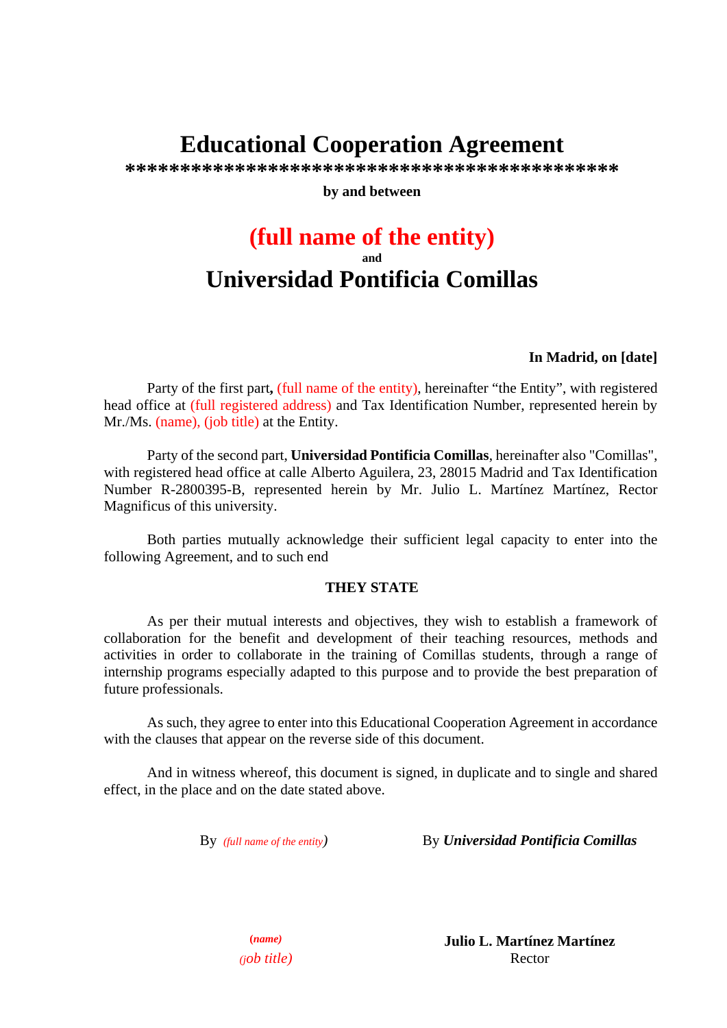# Educational Cooperation Agreement

**\*\*\*\*\*\*\*\*\*\*\*\*\*\*\*\*\*\*\*\*\*\*\*\*\*\*\*\*\*\*\*\*\*\*\*\*\*\*\*\*\*\*\*\*\*\*\*\*\***

**by and between**

## (full name of the entity)

**and**

## Universidad Pontificia Comillas

**In Madrid, on [date]**

Party of the first part**,** (full name of the entity), hereinafter "the Entity", with registered head office at (full registered address) and Tax Identification Number, represented herein by Mr./Ms. (name), (job title) at the Entity.

Party of the second part, **Universidad Pontificia Comillas**, hereinafter also "Comillas", with registered head office at calle Alberto Aguilera, 23, 28015 Madrid and Tax Identification Number R-2800395-B, represented herein by Mr. Julio L. Martínez Martínez, Rector Magnificus of this university.

Both parties mutually acknowledge their sufficient legal capacity to enter into the following Agreement, and to such end

**THEY STATE**

As per their mutual interests and objectives, they wish to establish a framework of collaboration for the benefit and development of their teaching resources, methods and activities in order to collaborate in the training of Comillas students, through a range of internship programs especially adapted to this purpose and to provide the best preparation of future professionals.

As such, they agree to enter into this Educational Cooperation Agreement in accordance with the clauses that appear on the reverse side of this document.

And in witness whereof, this document is signed, in duplicate and to single and shared effect, in the place and on the date stated above.

By *(full name of the entity)*

By ***Universidad Pontificia Comillas***

***(name)***
*(job title)*

**Julio L. Martínez Martínez**
Rector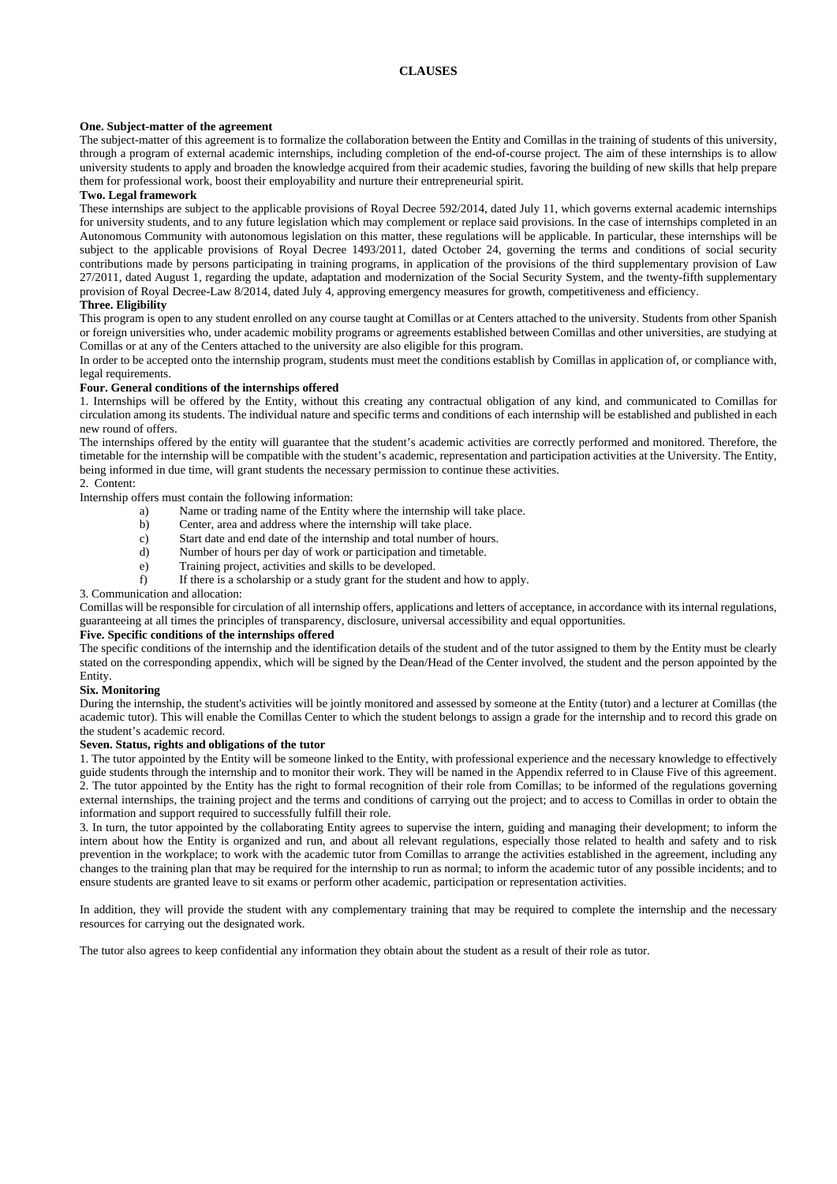# CLAUSES

**One. Subject-matter of the agreement**

The subject-matter of this agreement is to formalize the collaboration between the Entity and Comillas in the training of students of this university, through a program of external academic internships, including completion of the end-of-course project. The aim of these internships is to allow university students to apply and broaden the knowledge acquired from their academic studies, favoring the building of new skills that help prepare them for professional work, boost their employability and nurture their entrepreneurial spirit.

**Two. Legal framework**

These internships are subject to the applicable provisions of Royal Decree 592/2014, dated July 11, which governs external academic internships for university students, and to any future legislation which may complement or replace said provisions. In the case of internships completed in an Autonomous Community with autonomous legislation on this matter, these regulations will be applicable. In particular, these internships will be subject to the applicable provisions of Royal Decree 1493/2011, dated October 24, governing the terms and conditions of social security contributions made by persons participating in training programs, in application of the provisions of the third supplementary provision of Law 27/2011, dated August 1, regarding the update, adaptation and modernization of the Social Security System, and the twenty-fifth supplementary provision of Royal Decree-Law 8/2014, dated July 4, approving emergency measures for growth, competitiveness and efficiency.

**Three. Eligibility**

This program is open to any student enrolled on any course taught at Comillas or at Centers attached to the university. Students from other Spanish or foreign universities who, under academic mobility programs or agreements established between Comillas and other universities, are studying at Comillas or at any of the Centers attached to the university are also eligible for this program.

In order to be accepted onto the internship program, students must meet the conditions establish by Comillas in application of, or compliance with, legal requirements.

**Four. General conditions of the internships offered**

1. Internships will be offered by the Entity, without this creating any contractual obligation of any kind, and communicated to Comillas for circulation among its students. The individual nature and specific terms and conditions of each internship will be established and published in each new round of offers.

The internships offered by the entity will guarantee that the student's academic activities are correctly performed and monitored. Therefore, the timetable for the internship will be compatible with the student's academic, representation and participation activities at the University. The Entity, being informed in due time, will grant students the necessary permission to continue these activities.

2. Content:

Internship offers must contain the following information:

a) Name or trading name of the Entity where the internship will take place.
b) Center, area and address where the internship will take place.
c) Start date and end date of the internship and total number of hours.
d) Number of hours per day of work or participation and timetable.
e) Training project, activities and skills to be developed.
f) If there is a scholarship or a study grant for the student and how to apply.

3. Communication and allocation:

Comillas will be responsible for circulation of all internship offers, applications and letters of acceptance, in accordance with its internal regulations, guaranteeing at all times the principles of transparency, disclosure, universal accessibility and equal opportunities.

**Five. Specific conditions of the internships offered**

The specific conditions of the internship and the identification details of the student and of the tutor assigned to them by the Entity must be clearly stated on the corresponding appendix, which will be signed by the Dean/Head of the Center involved, the student and the person appointed by the Entity.

**Six. Monitoring**

During the internship, the student's activities will be jointly monitored and assessed by someone at the Entity (tutor) and a lecturer at Comillas (the academic tutor). This will enable the Comillas Center to which the student belongs to assign a grade for the internship and to record this grade on the student's academic record.

**Seven. Status, rights and obligations of the tutor**

1. The tutor appointed by the Entity will be someone linked to the Entity, with professional experience and the necessary knowledge to effectively guide students through the internship and to monitor their work. They will be named in the Appendix referred to in Clause Five of this agreement.
2. The tutor appointed by the Entity has the right to formal recognition of their role from Comillas; to be informed of the regulations governing external internships, the training project and the terms and conditions of carrying out the project; and to access to Comillas in order to obtain the information and support required to successfully fulfill their role.
3. In turn, the tutor appointed by the collaborating Entity agrees to supervise the intern, guiding and managing their development; to inform the intern about how the Entity is organized and run, and about all relevant regulations, especially those related to health and safety and to risk prevention in the workplace; to work with the academic tutor from Comillas to arrange the activities established in the agreement, including any changes to the training plan that may be required for the internship to run as normal; to inform the academic tutor of any possible incidents; and to ensure students are granted leave to sit exams or perform other academic, participation or representation activities.

In addition, they will provide the student with any complementary training that may be required to complete the internship and the necessary resources for carrying out the designated work.

The tutor also agrees to keep confidential any information they obtain about the student as a result of their role as tutor.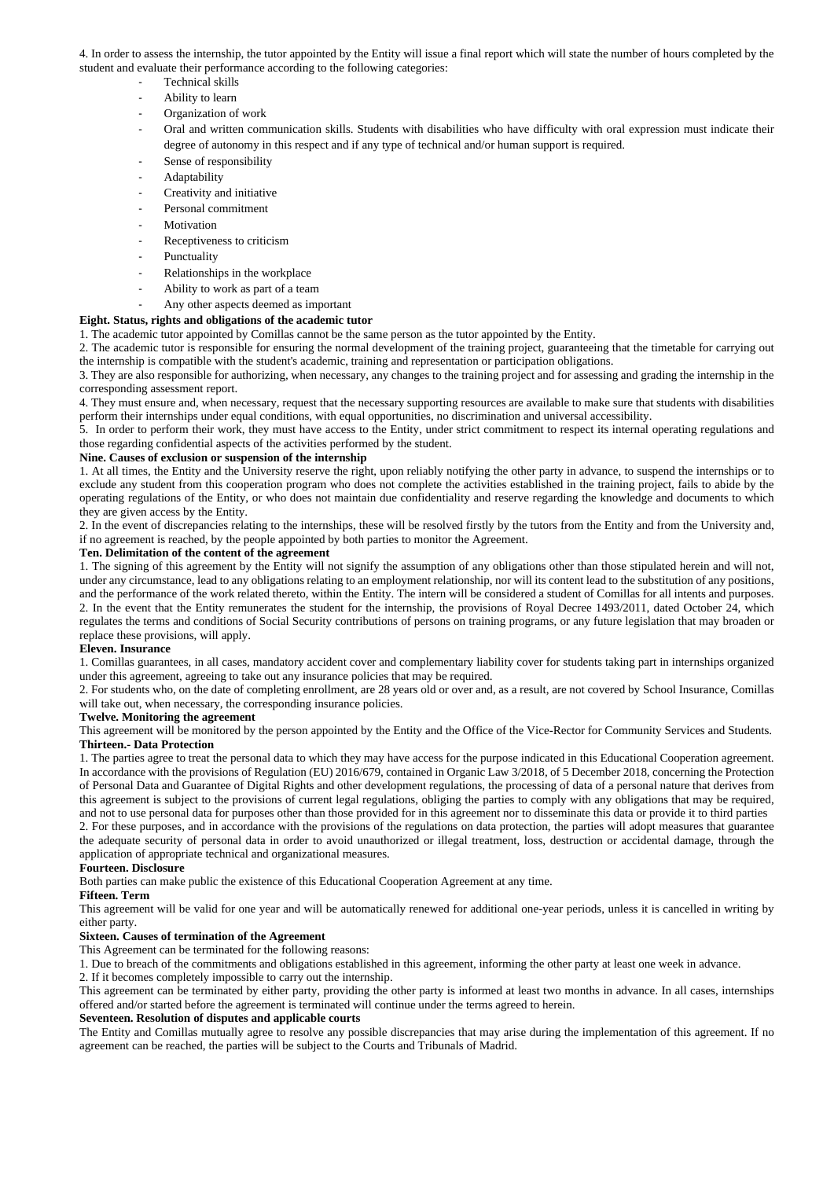4. In order to assess the internship, the tutor appointed by the Entity will issue a final report which will state the number of hours completed by the student and evaluate their performance according to the following categories:

- Technical skills
- Ability to learn
- Organization of work
- Oral and written communication skills. Students with disabilities who have difficulty with oral expression must indicate their degree of autonomy in this respect and if any type of technical and/or human support is required.
- Sense of responsibility
- Adaptability
- Creativity and initiative
- Personal commitment
- Motivation
- Receptiveness to criticism
- Punctuality
- Relationships in the workplace
- Ability to work as part of a team
- Any other aspects deemed as important

**Eight. Status, rights and obligations of the academic tutor**

1. The academic tutor appointed by Comillas cannot be the same person as the tutor appointed by the Entity.
2. The academic tutor is responsible for ensuring the normal development of the training project, guaranteeing that the timetable for carrying out the internship is compatible with the student's academic, training and representation or participation obligations.
3. They are also responsible for authorizing, when necessary, any changes to the training project and for assessing and grading the internship in the corresponding assessment report.
4. They must ensure and, when necessary, request that the necessary supporting resources are available to make sure that students with disabilities perform their internships under equal conditions, with equal opportunities, no discrimination and universal accessibility.
5. In order to perform their work, they must have access to the Entity, under strict commitment to respect its internal operating regulations and those regarding confidential aspects of the activities performed by the student.

**Nine. Causes of exclusion or suspension of the internship**

1. At all times, the Entity and the University reserve the right, upon reliably notifying the other party in advance, to suspend the internships or to exclude any student from this cooperation program who does not complete the activities established in the training project, fails to abide by the operating regulations of the Entity, or who does not maintain due confidentiality and reserve regarding the knowledge and documents to which they are given access by the Entity.
2. In the event of discrepancies relating to the internships, these will be resolved firstly by the tutors from the Entity and from the University and, if no agreement is reached, by the people appointed by both parties to monitor the Agreement.

**Ten. Delimitation of the content of the agreement**

1. The signing of this agreement by the Entity will not signify the assumption of any obligations other than those stipulated herein and will not, under any circumstance, lead to any obligations relating to an employment relationship, nor will its content lead to the substitution of any positions, and the performance of the work related thereto, within the Entity. The intern will be considered a student of Comillas for all intents and purposes.
2. In the event that the Entity remunerates the student for the internship, the provisions of Royal Decree 1493/2011, dated October 24, which regulates the terms and conditions of Social Security contributions of persons on training programs, or any future legislation that may broaden or replace these provisions, will apply.

**Eleven. Insurance**

1. Comillas guarantees, in all cases, mandatory accident cover and complementary liability cover for students taking part in internships organized under this agreement, agreeing to take out any insurance policies that may be required.
2. For students who, on the date of completing enrollment, are 28 years old or over and, as a result, are not covered by School Insurance, Comillas will take out, when necessary, the corresponding insurance policies.

**Twelve. Monitoring the agreement**

This agreement will be monitored by the person appointed by the Entity and the Office of the Vice-Rector for Community Services and Students.

**Thirteen.- Data Protection**

1. The parties agree to treat the personal data to which they may have access for the purpose indicated in this Educational Cooperation agreement. In accordance with the provisions of Regulation (EU) 2016/679, contained in Organic Law 3/2018, of 5 December 2018, concerning the Protection of Personal Data and Guarantee of Digital Rights and other development regulations, the processing of data of a personal nature that derives from this agreement is subject to the provisions of current legal regulations, obliging the parties to comply with any obligations that may be required, and not to use personal data for purposes other than those provided for in this agreement nor to disseminate this data or provide it to third parties
2. For these purposes, and in accordance with the provisions of the regulations on data protection, the parties will adopt measures that guarantee the adequate security of personal data in order to avoid unauthorized or illegal treatment, loss, destruction or accidental damage, through the application of appropriate technical and organizational measures.

**Fourteen. Disclosure**

Both parties can make public the existence of this Educational Cooperation Agreement at any time.

**Fifteen. Term**

This agreement will be valid for one year and will be automatically renewed for additional one-year periods, unless it is cancelled in writing by either party.

**Sixteen. Causes of termination of the Agreement**

This Agreement can be terminated for the following reasons:

1. Due to breach of the commitments and obligations established in this agreement, informing the other party at least one week in advance.
2. If it becomes completely impossible to carry out the internship.

This agreement can be terminated by either party, providing the other party is informed at least two months in advance. In all cases, internships offered and/or started before the agreement is terminated will continue under the terms agreed to herein.

**Seventeen. Resolution of disputes and applicable courts**

The Entity and Comillas mutually agree to resolve any possible discrepancies that may arise during the implementation of this agreement. If no agreement can be reached, the parties will be subject to the Courts and Tribunals of Madrid.